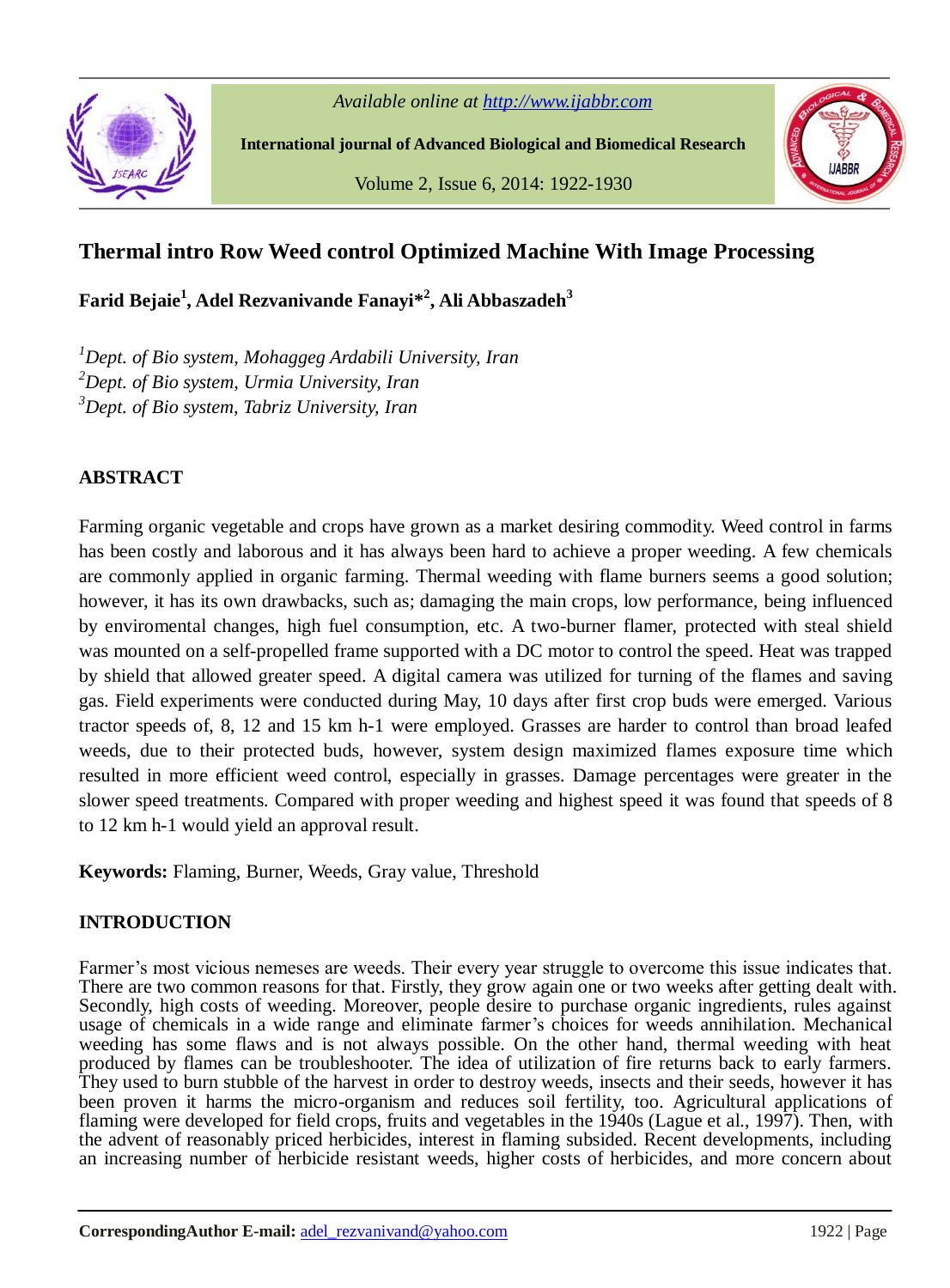# Thermal intro Row Weed control Optimized Machine With Image Processing

**Farid Bejaie[1], Adel Rezvanivande Fanayi*[2], Ali Abbaszadeh[3]**

*[1]Dept. of Bio system, Mohaggeg Ardabili University, Iran*
*[2]Dept. of Bio system, Urmia University, Iran*
*[3]Dept. of Bio system, Tabriz University, Iran*

## ABSTRACT

Farming organic vegetable and crops have grown as a market desiring commodity. Weed control in farms has been costly and laborous and it has always been hard to achieve a proper weeding. A few chemicals are commonly applied in organic farming. Thermal weeding with flame burners seems a good solution; however, it has its own drawbacks, such as; damaging the main crops, low performance, being influenced by enviromental changes, high fuel consumption, etc. A two-burner flamer, protected with steal shield was mounted on a self-propelled frame supported with a DC motor to control the speed. Heat was trapped by shield that allowed greater speed. A digital camera was utilized for turning of the flames and saving gas. Field experiments were conducted during May, 10 days after first crop buds were emerged. Various tractor speeds of, 8, 12 and 15 km h-1 were employed. Grasses are harder to control than broad leafed weeds, due to their protected buds, however, system design maximized flames exposure time which resulted in more efficient weed control, especially in grasses. Damage percentages were greater in the slower speed treatments. Compared with proper weeding and highest speed it was found that speeds of 8 to 12 km h-1 would yield an approval result.

**Keywords:** Flaming, Burner, Weeds, Gray value, Threshold

## INTRODUCTION

Farmer's most vicious nemeses are weeds. Their every year struggle to overcome this issue indicates that. There are two common reasons for that. Firstly, they grow again one or two weeks after getting dealt with. Secondly, high costs of weeding. Moreover, people desire to purchase organic ingredients, rules against usage of chemicals in a wide range and eliminate farmer's choices for weeds annihilation. Mechanical weeding has some flaws and is not always possible. On the other hand, thermal weeding with heat produced by flames can be troubleshooter. The idea of utilization of fire returns back to early farmers. They used to burn stubble of the harvest in order to destroy weeds, insects and their seeds, however it has been proven it harms the micro-organism and reduces soil fertility, too. Agricultural applications of flaming were developed for field crops, fruits and vegetables in the 1940s (Lague et al., 1997). Then, with the advent of reasonably priced herbicides, interest in flaming subsided. Recent developments, including an increasing number of herbicide resistant weeds, higher costs of herbicides, and more concern about

**CorrespondingAuthor E-mail:** adel_rezvanivand@yahoo.com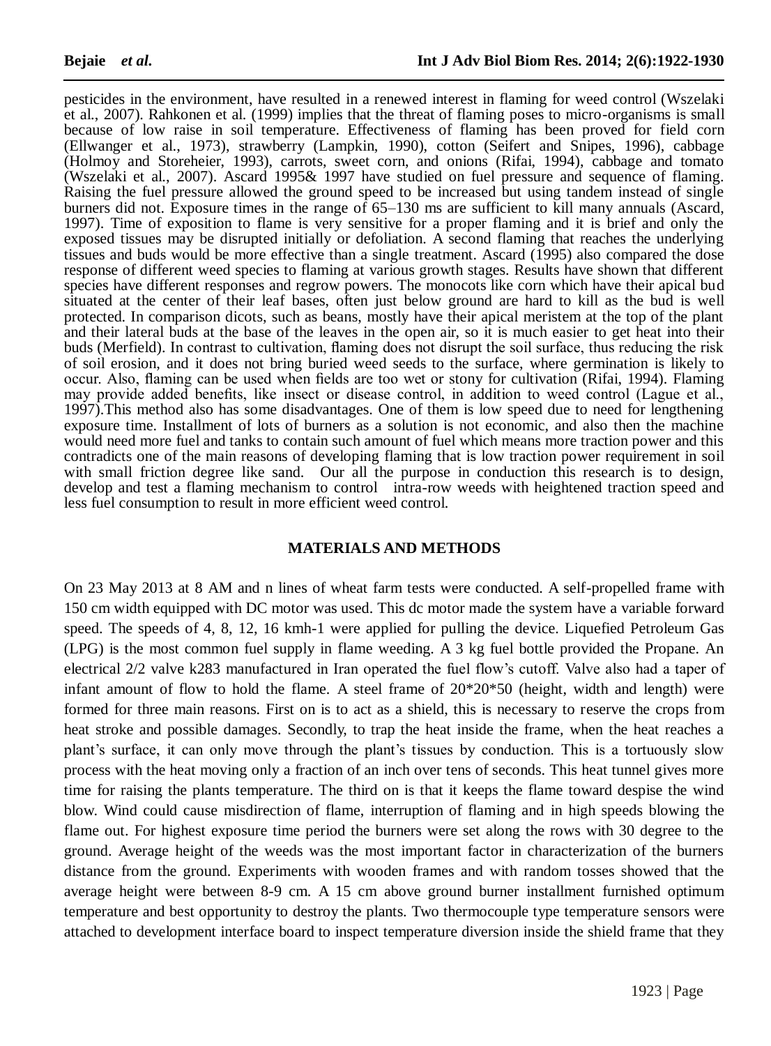pesticides in the environment, have resulted in a renewed interest in flaming for weed control (Wszelaki et al., 2007). Rahkonen et al. (1999) implies that the threat of flaming poses to micro-organisms is small because of low raise in soil temperature. Effectiveness of flaming has been proved for field corn (Ellwanger et al., 1973), strawberry (Lampkin, 1990), cotton (Seifert and Snipes, 1996), cabbage (Holmoy and Storeheier, 1993), carrots, sweet corn, and onions (Rifai, 1994), cabbage and tomato (Wszelaki et al., 2007). Ascard 1995& 1997 have studied on fuel pressure and sequence of flaming. Raising the fuel pressure allowed the ground speed to be increased but using tandem instead of single burners did not. Exposure times in the range of 65–130 ms are sufficient to kill many annuals (Ascard, 1997). Time of exposition to flame is very sensitive for a proper flaming and it is brief and only the exposed tissues may be disrupted initially or defoliation. A second flaming that reaches the underlying tissues and buds would be more effective than a single treatment. Ascard (1995) also compared the dose response of different weed species to flaming at various growth stages. Results have shown that different species have different responses and regrow powers. The monocots like corn which have their apical bud situated at the center of their leaf bases, often just below ground are hard to kill as the bud is well protected. In comparison dicots, such as beans, mostly have their apical meristem at the top of the plant and their lateral buds at the base of the leaves in the open air, so it is much easier to get heat into their buds (Merfield). In contrast to cultivation, flaming does not disrupt the soil surface, thus reducing the risk of soil erosion, and it does not bring buried weed seeds to the surface, where germination is likely to occur. Also, flaming can be used when fields are too wet or stony for cultivation (Rifai, 1994). Flaming may provide added benefits, like insect or disease control, in addition to weed control (Lague et al., 1997).This method also has some disadvantages. One of them is low speed due to need for lengthening exposure time. Installment of lots of burners as a solution is not economic, and also then the machine would need more fuel and tanks to contain such amount of fuel which means more traction power and this contradicts one of the main reasons of developing flaming that is low traction power requirement in soil with small friction degree like sand. Our all the purpose in conduction this research is to design, develop and test a flaming mechanism to control intra-row weeds with heightened traction speed and less fuel consumption to result in more efficient weed control.

## MATERIALS AND METHODS

On 23 May 2013 at 8 AM and n lines of wheat farm tests were conducted. A self-propelled frame with 150 cm width equipped with DC motor was used. This dc motor made the system have a variable forward speed. The speeds of 4, 8, 12, 16 kmh-1 were applied for pulling the device. Liquefied Petroleum Gas (LPG) is the most common fuel supply in flame weeding. A 3 kg fuel bottle provided the Propane. An electrical 2/2 valve k283 manufactured in Iran operated the fuel flow's cutoff. Valve also had a taper of infant amount of flow to hold the flame. A steel frame of 20*20*50 (height, width and length) were formed for three main reasons. First on is to act as a shield, this is necessary to reserve the crops from heat stroke and possible damages. Secondly, to trap the heat inside the frame, when the heat reaches a plant's surface, it can only move through the plant's tissues by conduction. This is a tortuously slow process with the heat moving only a fraction of an inch over tens of seconds. This heat tunnel gives more time for raising the plants temperature. The third on is that it keeps the flame toward despise the wind blow. Wind could cause misdirection of flame, interruption of flaming and in high speeds blowing the flame out. For highest exposure time period the burners were set along the rows with 30 degree to the ground. Average height of the weeds was the most important factor in characterization of the burners distance from the ground. Experiments with wooden frames and with random tosses showed that the average height were between 8-9 cm. A 15 cm above ground burner installment furnished optimum temperature and best opportunity to destroy the plants. Two thermocouple type temperature sensors were attached to development interface board to inspect temperature diversion inside the shield frame that they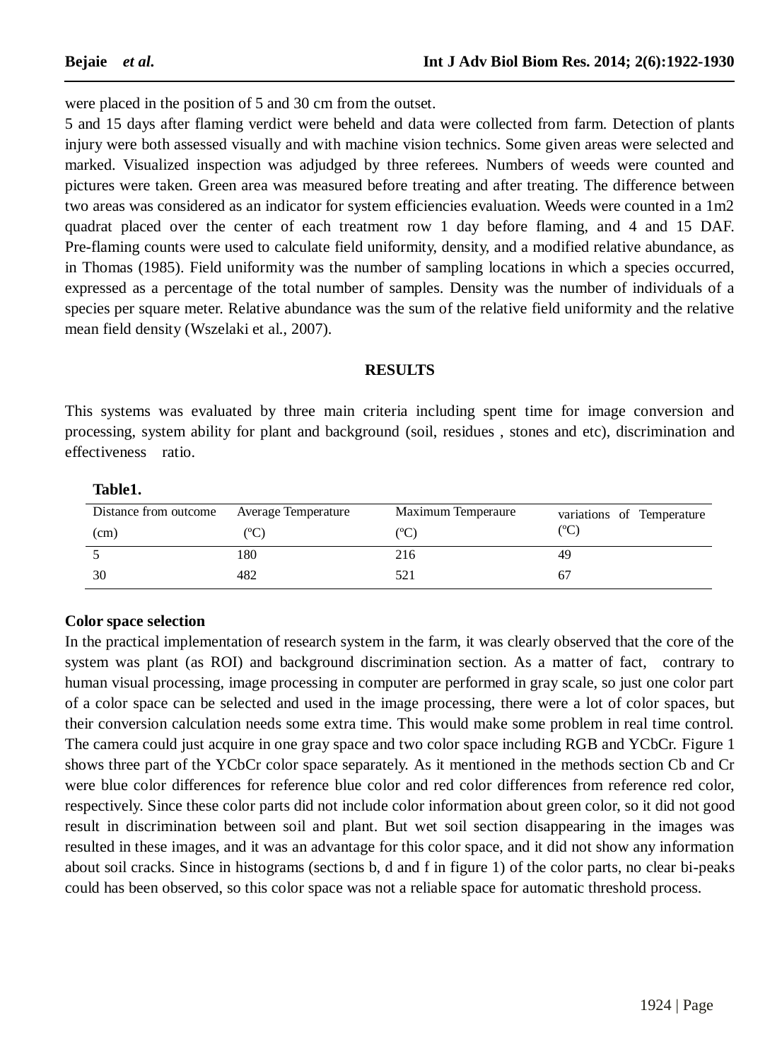were placed in the position of 5 and 30 cm from the outset.

5 and 15 days after flaming verdict were beheld and data were collected from farm. Detection of plants injury were both assessed visually and with machine vision technics. Some given areas were selected and marked. Visualized inspection was adjudged by three referees. Numbers of weeds were counted and pictures were taken. Green area was measured before treating and after treating. The difference between two areas was considered as an indicator for system efficiencies evaluation. Weeds were counted in a 1m2 quadrat placed over the center of each treatment row 1 day before flaming, and 4 and 15 DAF. Pre-flaming counts were used to calculate field uniformity, density, and a modified relative abundance, as in Thomas (1985). Field uniformity was the number of sampling locations in which a species occurred, expressed as a percentage of the total number of samples. Density was the number of individuals of a species per square meter. Relative abundance was the sum of the relative field uniformity and the relative mean field density (Wszelaki et al., 2007).

## RESULTS

This systems was evaluated by three main criteria including spent time for image conversion and processing, system ability for plant and background (soil, residues , stones and etc), discrimination and effectiveness ratio.

**Table1.**

| Distance from outcome (cm) | Average Temperature (ºC) | Maximum Temperaure (ºC) | variations of Temperature (ºC) |
|---|---|---|---|
| 5 | 180 | 216 | 49 |
| 30 | 482 | 521 | 67 |

### Color space selection

In the practical implementation of research system in the farm, it was clearly observed that the core of the system was plant (as ROI) and background discrimination section. As a matter of fact, contrary to human visual processing, image processing in computer are performed in gray scale, so just one color part of a color space can be selected and used in the image processing, there were a lot of color spaces, but their conversion calculation needs some extra time. This would make some problem in real time control. The camera could just acquire in one gray space and two color space including RGB and YCbCr. Figure 1 shows three part of the YCbCr color space separately. As it mentioned in the methods section Cb and Cr were blue color differences for reference blue color and red color differences from reference red color, respectively. Since these color parts did not include color information about green color, so it did not good result in discrimination between soil and plant. But wet soil section disappearing in the images was resulted in these images, and it was an advantage for this color space, and it did not show any information about soil cracks. Since in histograms (sections b, d and f in figure 1) of the color parts, no clear bi-peaks could has been observed, so this color space was not a reliable space for automatic threshold process.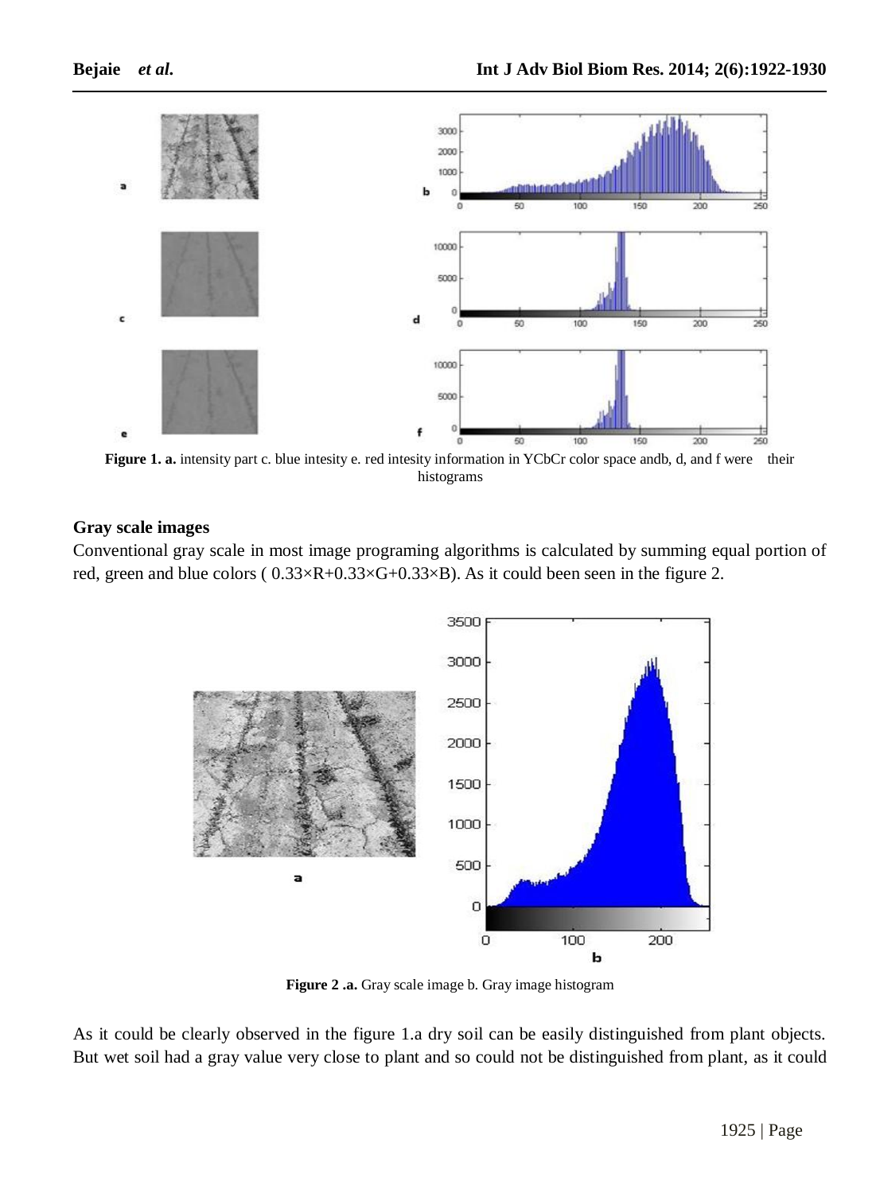**Figure 1. a.** intensity part c. blue intesity e. red intesity information in YCbCr color space andb, d, and f were their histograms

### Gray scale images

Conventional gray scale in most image programing algorithms is calculated by summing equal portion of red, green and blue colors ( 0.33×R+0.33×G+0.33×B). As it could been seen in the figure 2.

**Figure 2 .a.** Gray scale image b. Gray image histogram

As it could be clearly observed in the figure 1.a dry soil can be easily distinguished from plant objects. But wet soil had a gray value very close to plant and so could not be distinguished from plant, as it could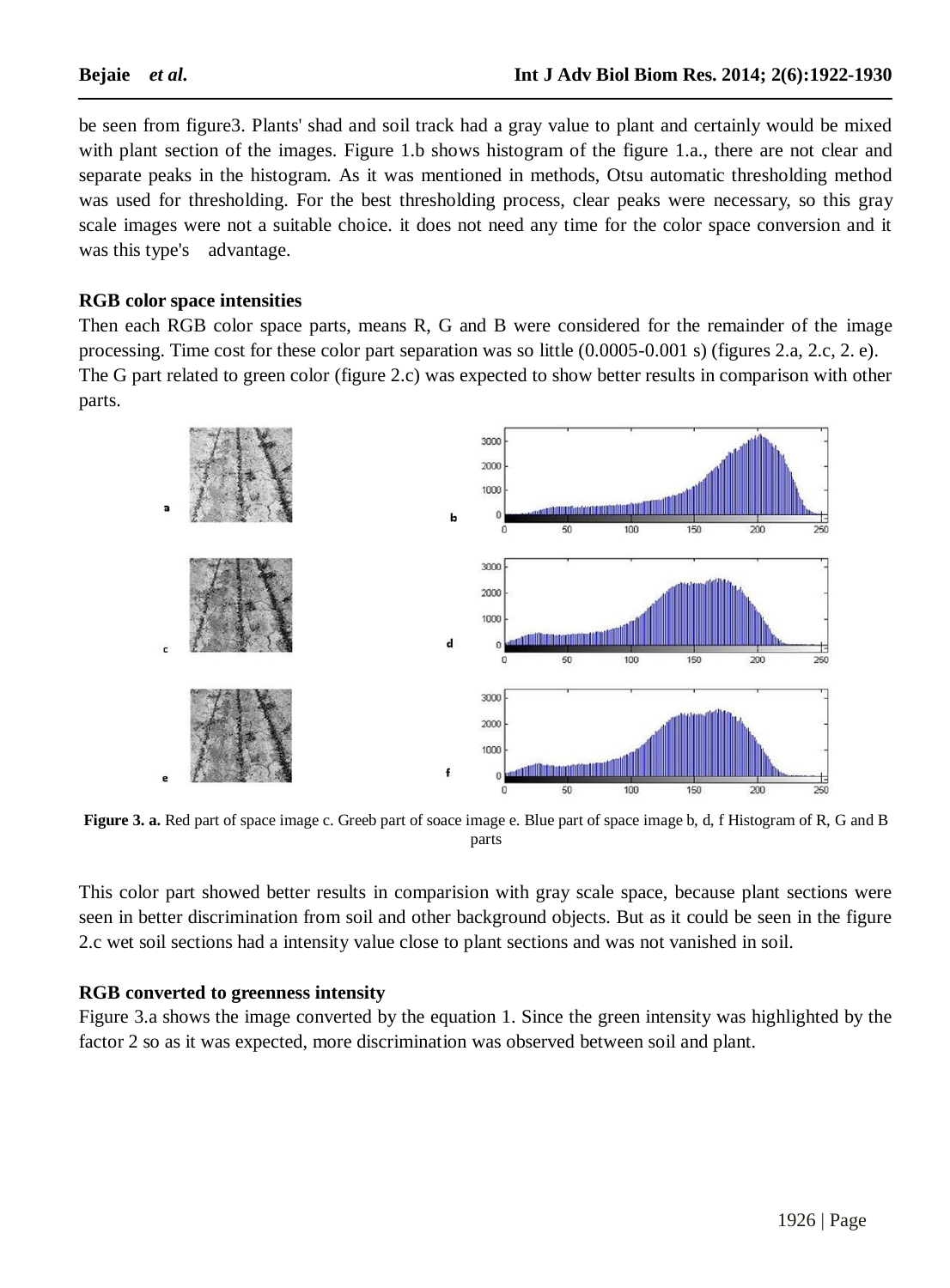be seen from figure3. Plants' shad and soil track had a gray value to plant and certainly would be mixed with plant section of the images. Figure 1.b shows histogram of the figure 1.a., there are not clear and separate peaks in the histogram. As it was mentioned in methods, Otsu automatic thresholding method was used for thresholding. For the best thresholding process, clear peaks were necessary, so this gray scale images were not a suitable choice. it does not need any time for the color space conversion and it was this type's advantage.

**RGB color space intensities**

Then each RGB color space parts, means R, G and B were considered for the remainder of the image processing. Time cost for these color part separation was so little (0.0005-0.001 s) (figures 2.a, 2.c, 2. e). The G part related to green color (figure 2.c) was expected to show better results in comparison with other parts.

**Figure 3. a.** Red part of space image c. Greeb part of soace image e. Blue part of space image b, d, f Histogram of R, G and B parts

This color part showed better results in comparision with gray scale space, because plant sections were seen in better discrimination from soil and other background objects. But as it could be seen in the figure 2.c wet soil sections had a intensity value close to plant sections and was not vanished in soil.

**RGB converted to greenness intensity**

Figure 3.a shows the image converted by the equation 1. Since the green intensity was highlighted by the factor 2 so as it was expected, more discrimination was observed between soil and plant.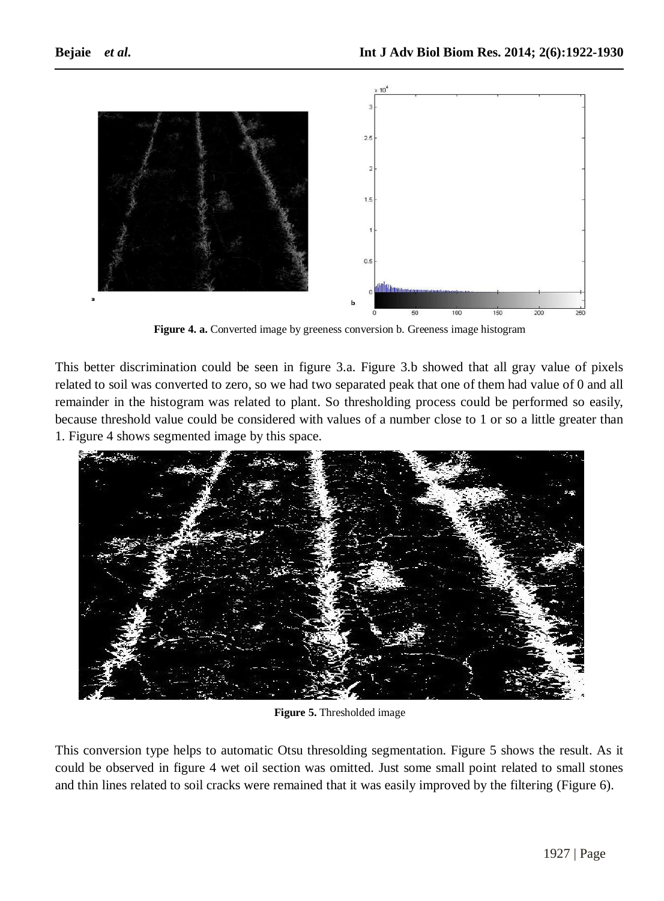**Figure 4. a.** Converted image by greeness conversion b. Greeness image histogram

This better discrimination could be seen in figure 3.a. Figure 3.b showed that all gray value of pixels related to soil was converted to zero, so we had two separated peak that one of them had value of 0 and all remainder in the histogram was related to plant. So thresholding process could be performed so easily, because threshold value could be considered with values of a number close to 1 or so a little greater than 1. Figure 4 shows segmented image by this space.

**Figure 5.** Thresholded image

This conversion type helps to automatic Otsu thresolding segmentation. Figure 5 shows the result. As it could be observed in figure 4 wet oil section was omitted. Just some small point related to small stones and thin lines related to soil cracks were remained that it was easily improved by the filtering (Figure 6).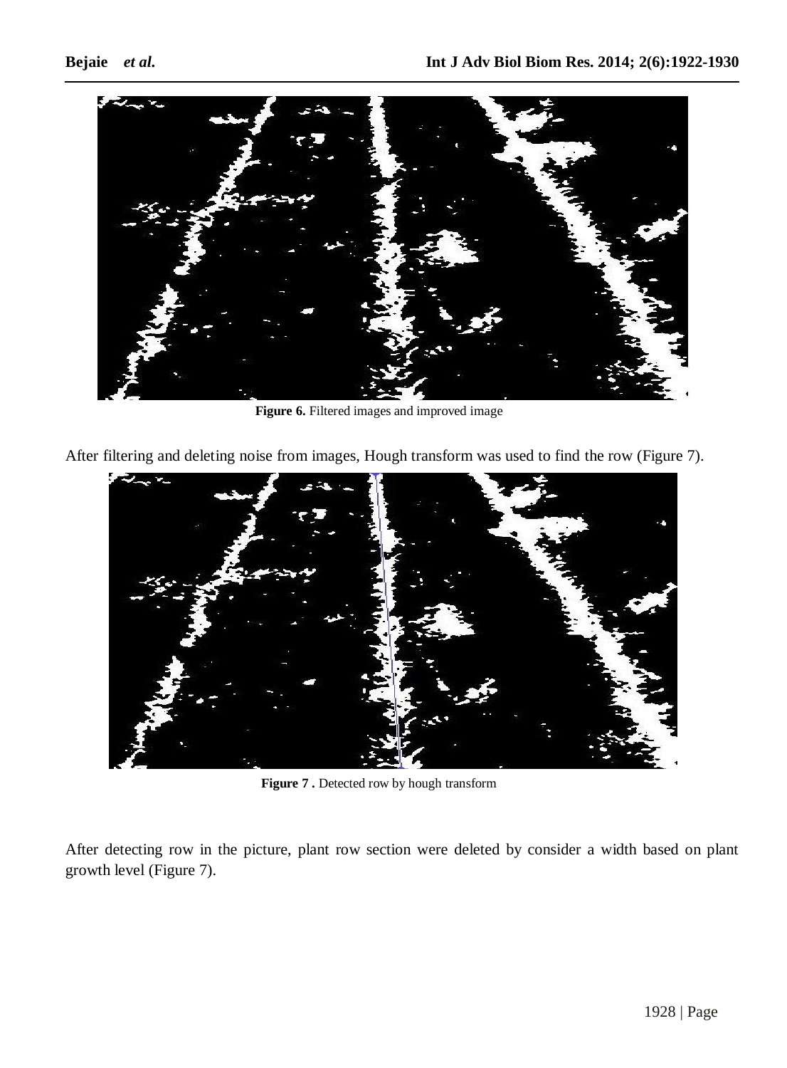Figure 6. Filtered images and improved image

After filtering and deleting noise from images, Hough transform was used to find the row (Figure 7).

Figure 7 . Detected row by hough transform

After detecting row in the picture, plant row section were deleted by consider a width based on plant growth level (Figure 7).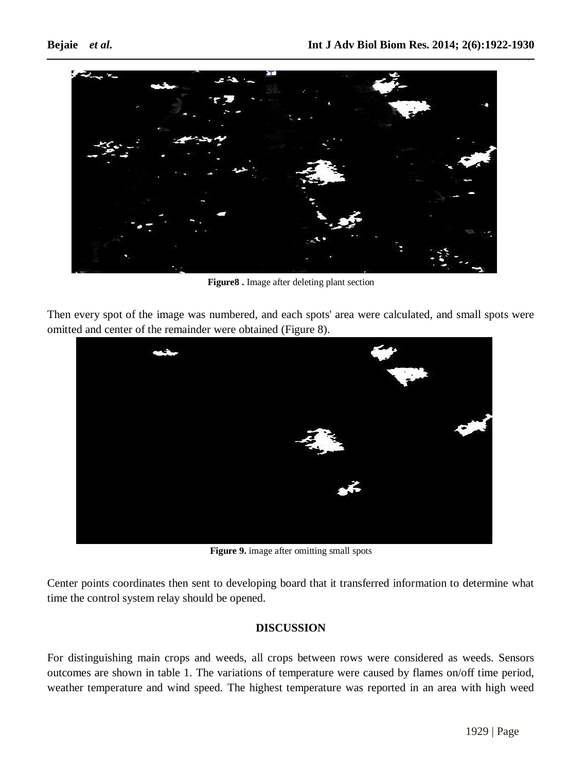Figure8 . Image after deleting plant section

Then every spot of the image was numbered, and each spots' area were calculated, and small spots were omitted and center of the remainder were obtained (Figure 8).

**Figure 9.** image after omitting small spots

Center points coordinates then sent to developing board that it transferred information to determine what time the control system relay should be opened.

## DISCUSSION

For distinguishing main crops and weeds, all crops between rows were considered as weeds. Sensors outcomes are shown in table 1. The variations of temperature were caused by flames on/off time period, weather temperature and wind speed. The highest temperature was reported in an area with high weed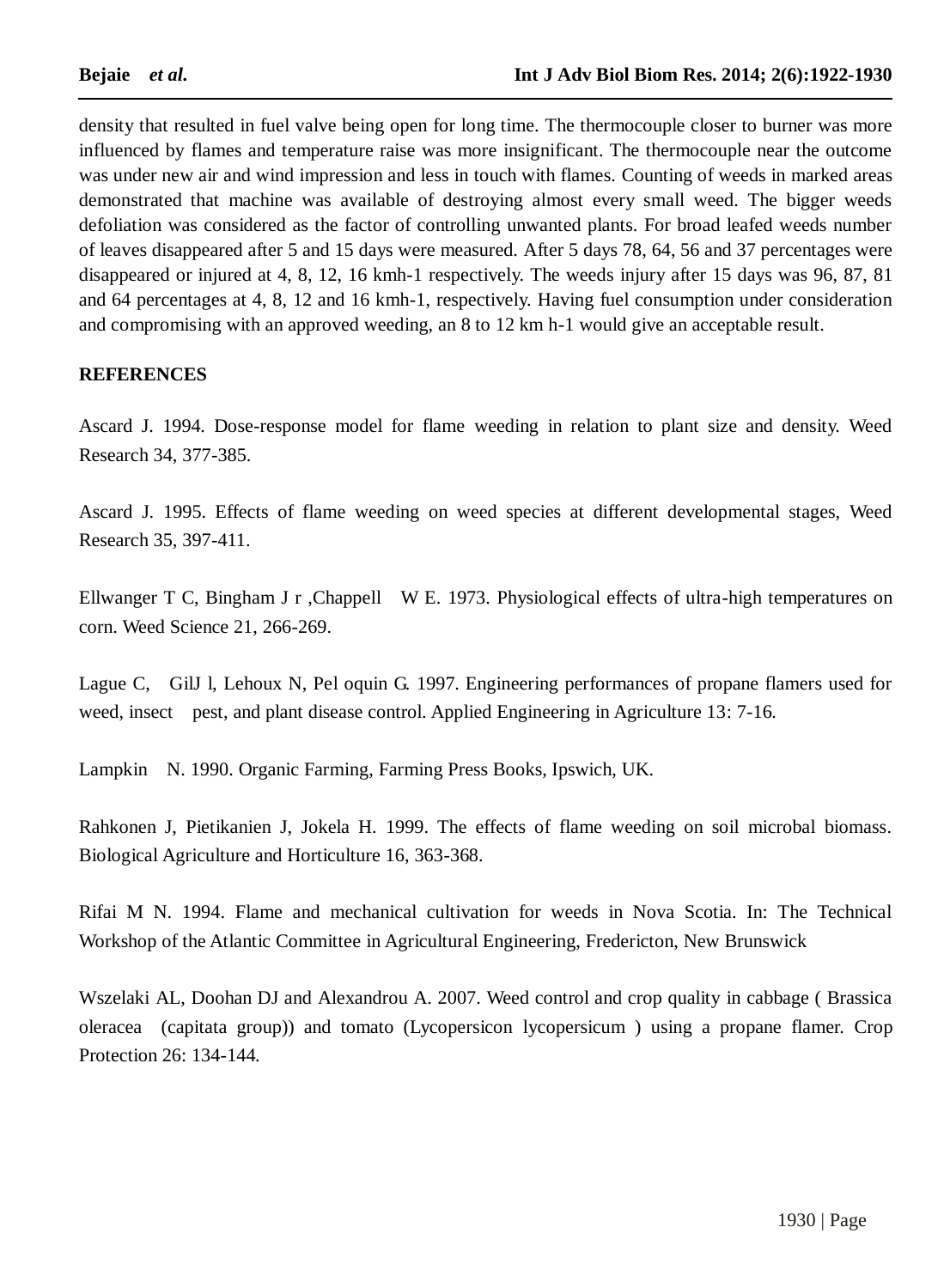density that resulted in fuel valve being open for long time. The thermocouple closer to burner was more influenced by flames and temperature raise was more insignificant. The thermocouple near the outcome was under new air and wind impression and less in touch with flames. Counting of weeds in marked areas demonstrated that machine was available of destroying almost every small weed. The bigger weeds defoliation was considered as the factor of controlling unwanted plants. For broad leafed weeds number of leaves disappeared after 5 and 15 days were measured. After 5 days 78, 64, 56 and 37 percentages were disappeared or injured at 4, 8, 12, 16 kmh-1 respectively. The weeds injury after 15 days was 96, 87, 81 and 64 percentages at 4, 8, 12 and 16 kmh-1, respectively. Having fuel consumption under consideration and compromising with an approved weeding, an 8 to 12 km h-1 would give an acceptable result.

## REFERENCES

Ascard J. 1994. Dose-response model for flame weeding in relation to plant size and density. Weed Research 34, 377-385.

Ascard J. 1995. Effects of flame weeding on weed species at different developmental stages, Weed Research 35, 397-411.

Ellwanger T C, Bingham J r ,Chappell W E. 1973. Physiological effects of ultra-high temperatures on corn. Weed Science 21, 266-269.

Lague C, GilJ l, Lehoux N, Pel oquin G. 1997. Engineering performances of propane flamers used for weed, insect pest, and plant disease control. Applied Engineering in Agriculture 13: 7-16.

Lampkin N. 1990. Organic Farming, Farming Press Books, Ipswich, UK.

Rahkonen J, Pietikanien J, Jokela H. 1999. The effects of flame weeding on soil microbal biomass. Biological Agriculture and Horticulture 16, 363-368.

Rifai M N. 1994. Flame and mechanical cultivation for weeds in Nova Scotia. In: The Technical Workshop of the Atlantic Committee in Agricultural Engineering, Fredericton, New Brunswick

Wszelaki AL, Doohan DJ and Alexandrou A. 2007. Weed control and crop quality in cabbage ( Brassica oleracea (capitata group)) and tomato (Lycopersicon lycopersicum ) using a propane flamer. Crop Protection 26: 134-144.